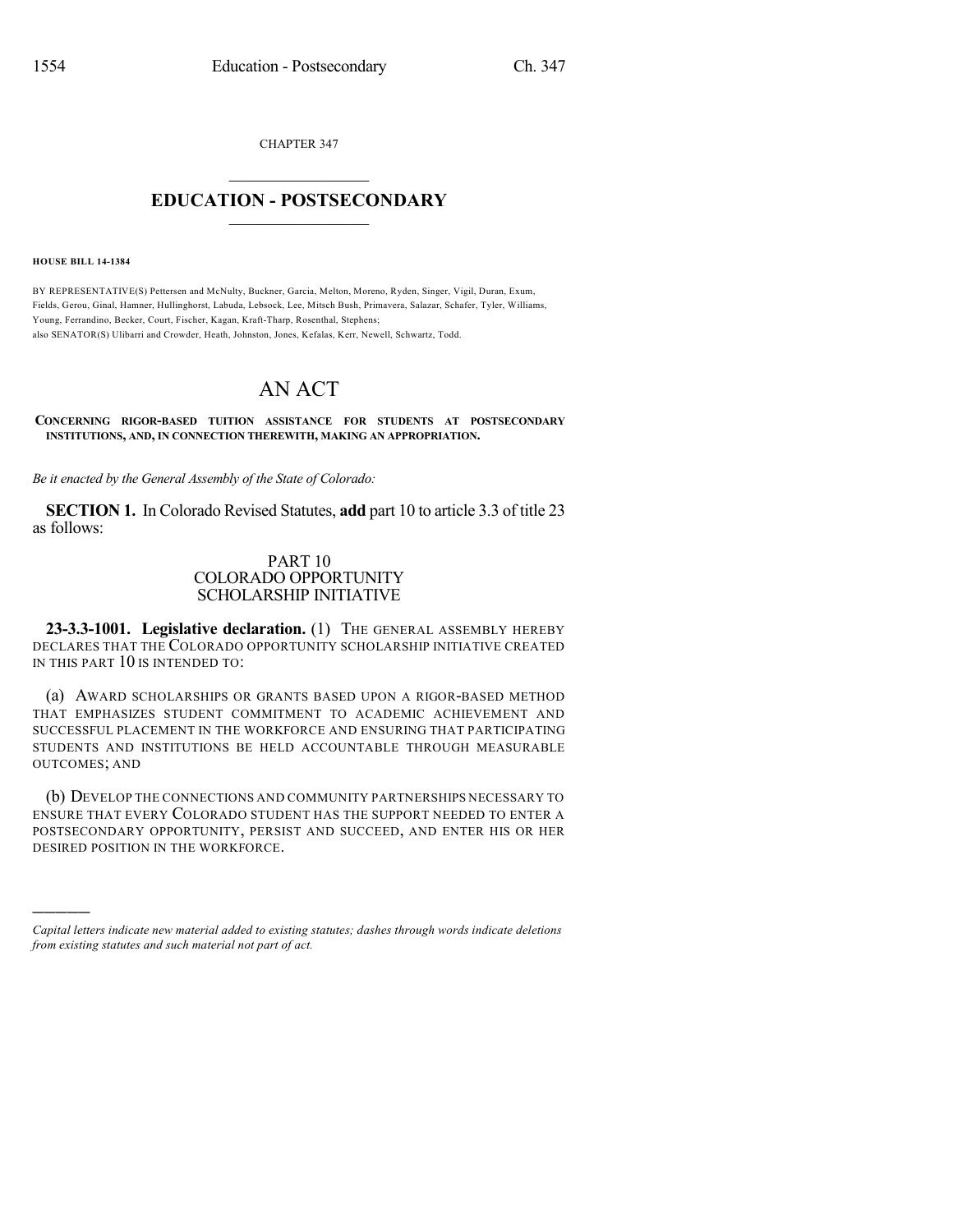CHAPTER 347

# EDUCATION - POSTSECONDARY

**HOUSE BILL 14-1384**

BY REPRESENTATIVE(S) Pettersen and McNulty, Buckner, Garcia, Melton, Moreno, Ryden, Singer, Vigil, Duran, Exum, Fields, Gerou, Ginal, Hamner, Hullinghorst, Labuda, Lebsock, Lee, Mitsch Bush, Primavera, Salazar, Schafer, Tyler, Williams, Young, Ferrandino, Becker, Court, Fischer, Kagan, Kraft-Tharp, Rosenthal, Stephens;
also SENATOR(S) Ulibarri and Crowder, Heath, Johnston, Jones, Kefalas, Kerr, Newell, Schwartz, Todd.

# AN ACT

**CONCERNING RIGOR-BASED TUITION ASSISTANCE FOR STUDENTS AT POSTSECONDARY INSTITUTIONS, AND, IN CONNECTION THEREWITH, MAKING AN APPROPRIATION.**

*Be it enacted by the General Assembly of the State of Colorado:*

**SECTION 1.** In Colorado Revised Statutes, **add** part 10 to article 3.3 of title 23 as follows:

PART 10
COLORADO OPPORTUNITY
SCHOLARSHIP INITIATIVE

**23-3.3-1001. Legislative declaration.** (1) THE GENERAL ASSEMBLY HEREBY DECLARES THAT THE COLORADO OPPORTUNITY SCHOLARSHIP INITIATIVE CREATED IN THIS PART 10 IS INTENDED TO:

(a) AWARD SCHOLARSHIPS OR GRANTS BASED UPON A RIGOR-BASED METHOD THAT EMPHASIZES STUDENT COMMITMENT TO ACADEMIC ACHIEVEMENT AND SUCCESSFUL PLACEMENT IN THE WORKFORCE AND ENSURING THAT PARTICIPATING STUDENTS AND INSTITUTIONS BE HELD ACCOUNTABLE THROUGH MEASURABLE OUTCOMES; AND

(b) DEVELOP THE CONNECTIONS AND COMMUNITY PARTNERSHIPS NECESSARY TO ENSURE THAT EVERY COLORADO STUDENT HAS THE SUPPORT NEEDED TO ENTER A POSTSECONDARY OPPORTUNITY, PERSIST AND SUCCEED, AND ENTER HIS OR HER DESIRED POSITION IN THE WORKFORCE.

*Capital letters indicate new material added to existing statutes; dashes through words indicate deletions from existing statutes and such material not part of act.*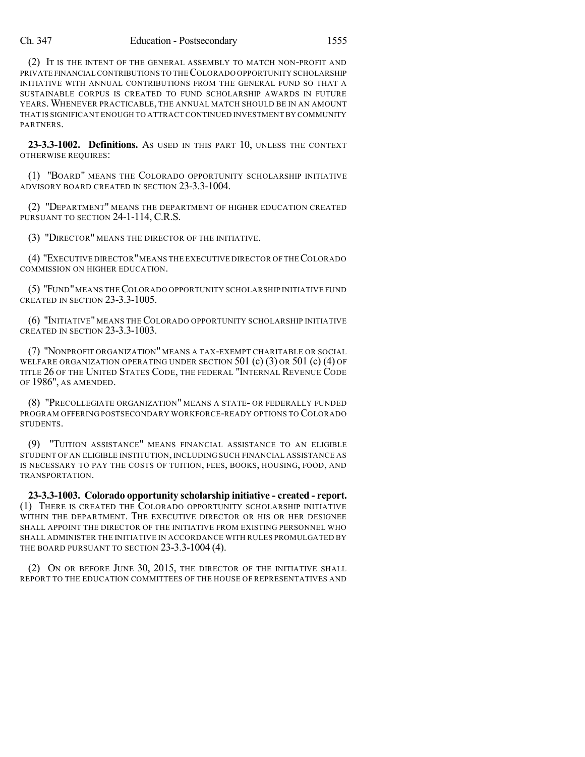(2) IT IS THE INTENT OF THE GENERAL ASSEMBLY TO MATCH NON-PROFIT AND PRIVATE FINANCIAL CONTRIBUTIONS TO THE COLORADO OPPORTUNITY SCHOLARSHIP INITIATIVE WITH ANNUAL CONTRIBUTIONS FROM THE GENERAL FUND SO THAT A SUSTAINABLE CORPUS IS CREATED TO FUND SCHOLARSHIP AWARDS IN FUTURE YEARS. WHENEVER PRACTICABLE, THE ANNUAL MATCH SHOULD BE IN AN AMOUNT THAT IS SIGNIFICANT ENOUGH TO ATTRACT CONTINUED INVESTMENT BY COMMUNITY PARTNERS.

**23-3.3-1002. Definitions.** AS USED IN THIS PART 10, UNLESS THE CONTEXT OTHERWISE REQUIRES:

(1) "BOARD" MEANS THE COLORADO OPPORTUNITY SCHOLARSHIP INITIATIVE ADVISORY BOARD CREATED IN SECTION 23-3.3-1004.

(2) "DEPARTMENT" MEANS THE DEPARTMENT OF HIGHER EDUCATION CREATED PURSUANT TO SECTION 24-1-114, C.R.S.

(3) "DIRECTOR" MEANS THE DIRECTOR OF THE INITIATIVE.

(4) "EXECUTIVE DIRECTOR" MEANS THE EXECUTIVE DIRECTOR OF THE COLORADO COMMISSION ON HIGHER EDUCATION.

(5) "FUND" MEANS THE COLORADO OPPORTUNITY SCHOLARSHIP INITIATIVE FUND CREATED IN SECTION 23-3.3-1005.

(6) "INITIATIVE" MEANS THE COLORADO OPPORTUNITY SCHOLARSHIP INITIATIVE CREATED IN SECTION 23-3.3-1003.

(7) "NONPROFIT ORGANIZATION" MEANS A TAX-EXEMPT CHARITABLE OR SOCIAL WELFARE ORGANIZATION OPERATING UNDER SECTION 501 (c) (3) OR 501 (c) (4) OF TITLE 26 OF THE UNITED STATES CODE, THE FEDERAL "INTERNAL REVENUE CODE OF 1986", AS AMENDED.

(8) "PRECOLLEGIATE ORGANIZATION" MEANS A STATE- OR FEDERALLY FUNDED PROGRAM OFFERING POSTSECONDARY WORKFORCE-READY OPTIONS TO COLORADO STUDENTS.

(9) "TUITION ASSISTANCE" MEANS FINANCIAL ASSISTANCE TO AN ELIGIBLE STUDENT OF AN ELIGIBLE INSTITUTION, INCLUDING SUCH FINANCIAL ASSISTANCE AS IS NECESSARY TO PAY THE COSTS OF TUITION, FEES, BOOKS, HOUSING, FOOD, AND TRANSPORTATION.

**23-3.3-1003. Colorado opportunity scholarship initiative - created - report.** (1) THERE IS CREATED THE COLORADO OPPORTUNITY SCHOLARSHIP INITIATIVE WITHIN THE DEPARTMENT. THE EXECUTIVE DIRECTOR OR HIS OR HER DESIGNEE SHALL APPOINT THE DIRECTOR OF THE INITIATIVE FROM EXISTING PERSONNEL WHO SHALL ADMINISTER THE INITIATIVE IN ACCORDANCE WITH RULES PROMULGATED BY THE BOARD PURSUANT TO SECTION 23-3.3-1004 (4).

(2) ON OR BEFORE JUNE 30, 2015, THE DIRECTOR OF THE INITIATIVE SHALL REPORT TO THE EDUCATION COMMITTEES OF THE HOUSE OF REPRESENTATIVES AND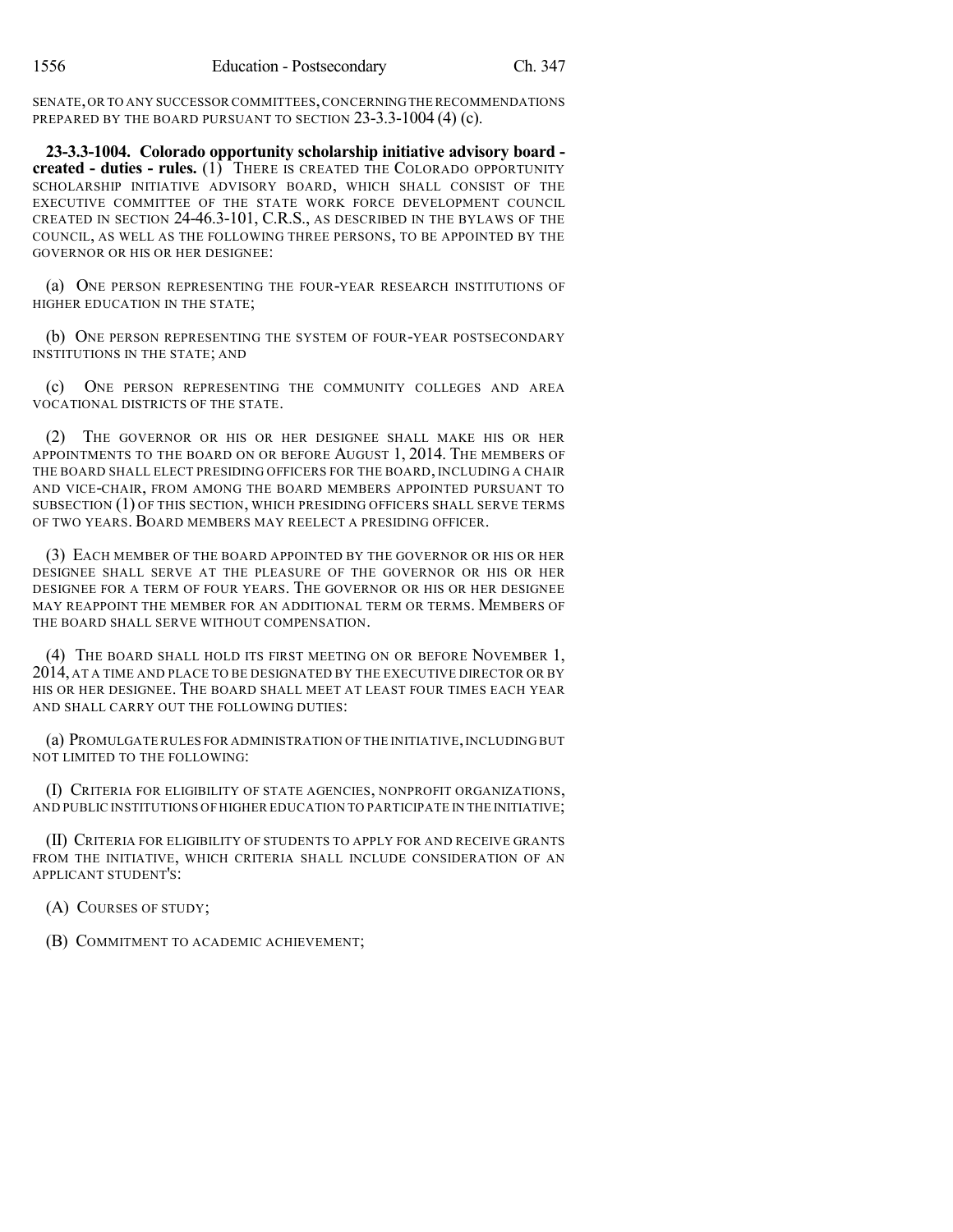SENATE, OR TO ANY SUCCESSOR COMMITTEES, CONCERNING THE RECOMMENDATIONS PREPARED BY THE BOARD PURSUANT TO SECTION 23-3.3-1004 (4) (c).

**23-3.3-1004. Colorado opportunity scholarship initiative advisory board - created - duties - rules.** (1) THERE IS CREATED THE COLORADO OPPORTUNITY SCHOLARSHIP INITIATIVE ADVISORY BOARD, WHICH SHALL CONSIST OF THE EXECUTIVE COMMITTEE OF THE STATE WORK FORCE DEVELOPMENT COUNCIL CREATED IN SECTION 24-46.3-101, C.R.S., AS DESCRIBED IN THE BYLAWS OF THE COUNCIL, AS WELL AS THE FOLLOWING THREE PERSONS, TO BE APPOINTED BY THE GOVERNOR OR HIS OR HER DESIGNEE:

(a) ONE PERSON REPRESENTING THE FOUR-YEAR RESEARCH INSTITUTIONS OF HIGHER EDUCATION IN THE STATE;

(b) ONE PERSON REPRESENTING THE SYSTEM OF FOUR-YEAR POSTSECONDARY INSTITUTIONS IN THE STATE; AND

(c) ONE PERSON REPRESENTING THE COMMUNITY COLLEGES AND AREA VOCATIONAL DISTRICTS OF THE STATE.

(2) THE GOVERNOR OR HIS OR HER DESIGNEE SHALL MAKE HIS OR HER APPOINTMENTS TO THE BOARD ON OR BEFORE AUGUST 1, 2014. THE MEMBERS OF THE BOARD SHALL ELECT PRESIDING OFFICERS FOR THE BOARD, INCLUDING A CHAIR AND VICE-CHAIR, FROM AMONG THE BOARD MEMBERS APPOINTED PURSUANT TO SUBSECTION (1) OF THIS SECTION, WHICH PRESIDING OFFICERS SHALL SERVE TERMS OF TWO YEARS. BOARD MEMBERS MAY REELECT A PRESIDING OFFICER.

(3) EACH MEMBER OF THE BOARD APPOINTED BY THE GOVERNOR OR HIS OR HER DESIGNEE SHALL SERVE AT THE PLEASURE OF THE GOVERNOR OR HIS OR HER DESIGNEE FOR A TERM OF FOUR YEARS. THE GOVERNOR OR HIS OR HER DESIGNEE MAY REAPPOINT THE MEMBER FOR AN ADDITIONAL TERM OR TERMS. MEMBERS OF THE BOARD SHALL SERVE WITHOUT COMPENSATION.

(4) THE BOARD SHALL HOLD ITS FIRST MEETING ON OR BEFORE NOVEMBER 1, 2014, AT A TIME AND PLACE TO BE DESIGNATED BY THE EXECUTIVE DIRECTOR OR BY HIS OR HER DESIGNEE. THE BOARD SHALL MEET AT LEAST FOUR TIMES EACH YEAR AND SHALL CARRY OUT THE FOLLOWING DUTIES:

(a) PROMULGATE RULES FOR ADMINISTRATION OF THE INITIATIVE, INCLUDING BUT NOT LIMITED TO THE FOLLOWING:

(I) CRITERIA FOR ELIGIBILITY OF STATE AGENCIES, NONPROFIT ORGANIZATIONS, AND PUBLIC INSTITUTIONS OF HIGHER EDUCATION TO PARTICIPATE IN THE INITIATIVE;

(II) CRITERIA FOR ELIGIBILITY OF STUDENTS TO APPLY FOR AND RECEIVE GRANTS FROM THE INITIATIVE, WHICH CRITERIA SHALL INCLUDE CONSIDERATION OF AN APPLICANT STUDENT'S:

(A) COURSES OF STUDY;

(B) COMMITMENT TO ACADEMIC ACHIEVEMENT;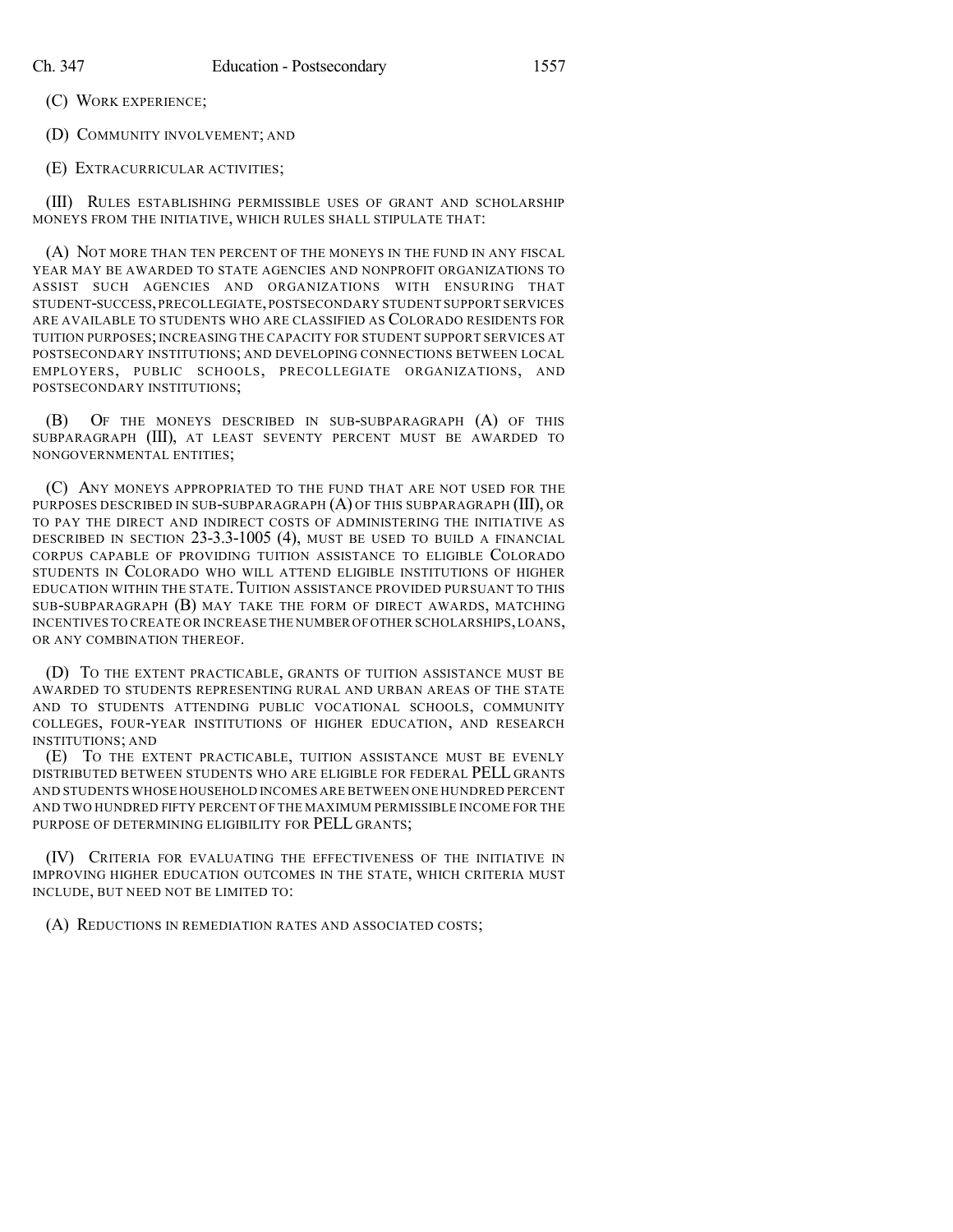(C) WORK EXPERIENCE;

(D) COMMUNITY INVOLVEMENT; AND

(E) EXTRACURRICULAR ACTIVITIES;

(III) RULES ESTABLISHING PERMISSIBLE USES OF GRANT AND SCHOLARSHIP MONEYS FROM THE INITIATIVE, WHICH RULES SHALL STIPULATE THAT:

(A) NOT MORE THAN TEN PERCENT OF THE MONEYS IN THE FUND IN ANY FISCAL YEAR MAY BE AWARDED TO STATE AGENCIES AND NONPROFIT ORGANIZATIONS TO ASSIST SUCH AGENCIES AND ORGANIZATIONS WITH ENSURING THAT STUDENT-SUCCESS, PRECOLLEGIATE, POSTSECONDARY STUDENT SUPPORT SERVICES ARE AVAILABLE TO STUDENTS WHO ARE CLASSIFIED AS COLORADO RESIDENTS FOR TUITION PURPOSES; INCREASING THE CAPACITY FOR STUDENT SUPPORT SERVICES AT POSTSECONDARY INSTITUTIONS; AND DEVELOPING CONNECTIONS BETWEEN LOCAL EMPLOYERS, PUBLIC SCHOOLS, PRECOLLEGIATE ORGANIZATIONS, AND POSTSECONDARY INSTITUTIONS;

(B) OF THE MONEYS DESCRIBED IN SUB-SUBPARAGRAPH (A) OF THIS SUBPARAGRAPH (III), AT LEAST SEVENTY PERCENT MUST BE AWARDED TO NONGOVERNMENTAL ENTITIES;

(C) ANY MONEYS APPROPRIATED TO THE FUND THAT ARE NOT USED FOR THE PURPOSES DESCRIBED IN SUB-SUBPARAGRAPH (A) OF THIS SUBPARAGRAPH (III), OR TO PAY THE DIRECT AND INDIRECT COSTS OF ADMINISTERING THE INITIATIVE AS DESCRIBED IN SECTION 23-3.3-1005 (4), MUST BE USED TO BUILD A FINANCIAL CORPUS CAPABLE OF PROVIDING TUITION ASSISTANCE TO ELIGIBLE COLORADO STUDENTS IN COLORADO WHO WILL ATTEND ELIGIBLE INSTITUTIONS OF HIGHER EDUCATION WITHIN THE STATE. TUITION ASSISTANCE PROVIDED PURSUANT TO THIS SUB-SUBPARAGRAPH (B) MAY TAKE THE FORM OF DIRECT AWARDS, MATCHING INCENTIVES TO CREATE OR INCREASE THE NUMBER OF OTHER SCHOLARSHIPS, LOANS, OR ANY COMBINATION THEREOF.

(D) TO THE EXTENT PRACTICABLE, GRANTS OF TUITION ASSISTANCE MUST BE AWARDED TO STUDENTS REPRESENTING RURAL AND URBAN AREAS OF THE STATE AND TO STUDENTS ATTENDING PUBLIC VOCATIONAL SCHOOLS, COMMUNITY COLLEGES, FOUR-YEAR INSTITUTIONS OF HIGHER EDUCATION, AND RESEARCH INSTITUTIONS; AND

(E) TO THE EXTENT PRACTICABLE, TUITION ASSISTANCE MUST BE EVENLY DISTRIBUTED BETWEEN STUDENTS WHO ARE ELIGIBLE FOR FEDERAL PELL GRANTS AND STUDENTS WHOSE HOUSEHOLD INCOMES ARE BETWEEN ONE HUNDRED PERCENT AND TWO HUNDRED FIFTY PERCENT OF THE MAXIMUM PERMISSIBLE INCOME FOR THE PURPOSE OF DETERMINING ELIGIBILITY FOR PELL GRANTS;

(IV) CRITERIA FOR EVALUATING THE EFFECTIVENESS OF THE INITIATIVE IN IMPROVING HIGHER EDUCATION OUTCOMES IN THE STATE, WHICH CRITERIA MUST INCLUDE, BUT NEED NOT BE LIMITED TO:

(A) REDUCTIONS IN REMEDIATION RATES AND ASSOCIATED COSTS;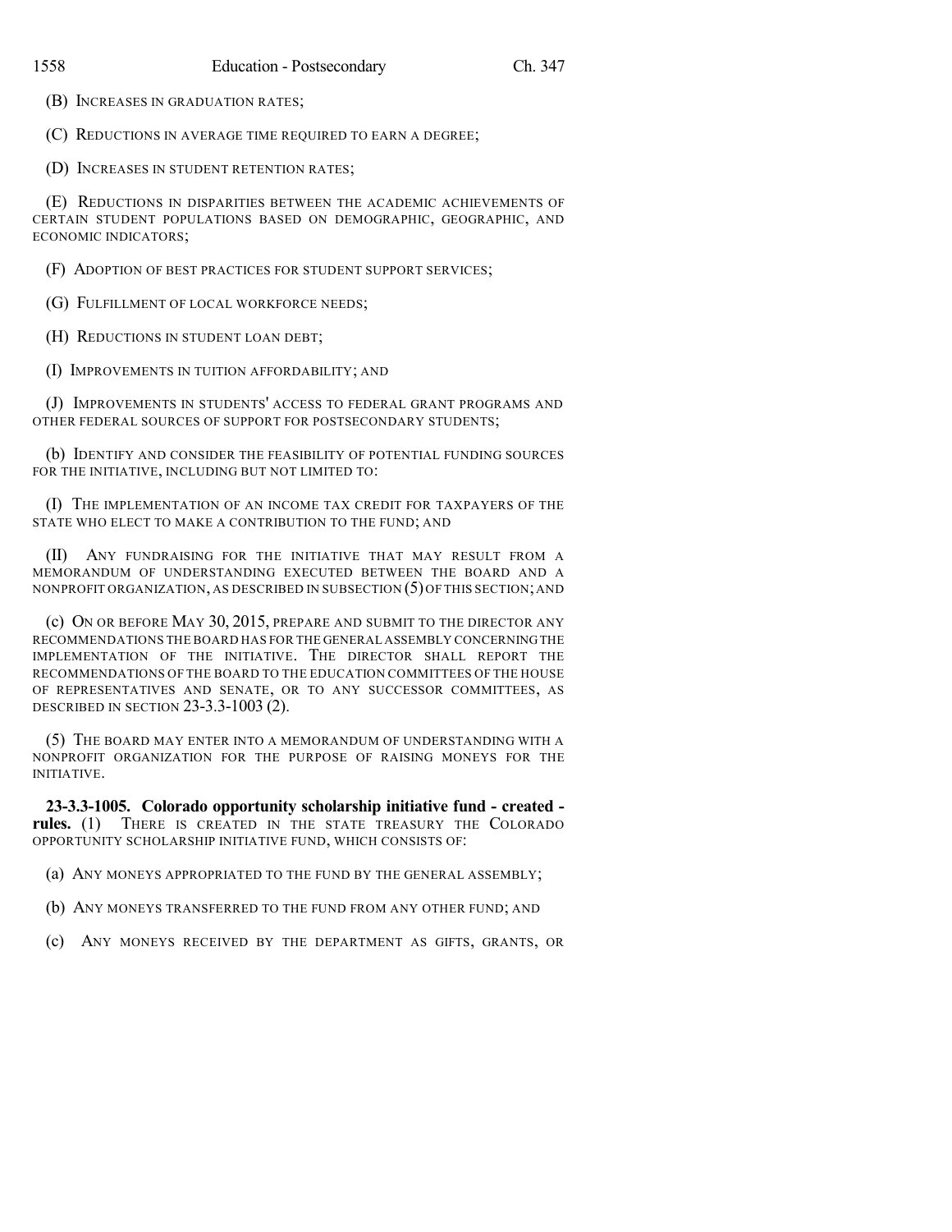(B) INCREASES IN GRADUATION RATES;

(C) REDUCTIONS IN AVERAGE TIME REQUIRED TO EARN A DEGREE;

(D) INCREASES IN STUDENT RETENTION RATES;

(E) REDUCTIONS IN DISPARITIES BETWEEN THE ACADEMIC ACHIEVEMENTS OF CERTAIN STUDENT POPULATIONS BASED ON DEMOGRAPHIC, GEOGRAPHIC, AND ECONOMIC INDICATORS;

(F) ADOPTION OF BEST PRACTICES FOR STUDENT SUPPORT SERVICES;

(G) FULFILLMENT OF LOCAL WORKFORCE NEEDS;

(H) REDUCTIONS IN STUDENT LOAN DEBT;

(I) IMPROVEMENTS IN TUITION AFFORDABILITY; AND

(J) IMPROVEMENTS IN STUDENTS' ACCESS TO FEDERAL GRANT PROGRAMS AND OTHER FEDERAL SOURCES OF SUPPORT FOR POSTSECONDARY STUDENTS;

(b) IDENTIFY AND CONSIDER THE FEASIBILITY OF POTENTIAL FUNDING SOURCES FOR THE INITIATIVE, INCLUDING BUT NOT LIMITED TO:

(I) THE IMPLEMENTATION OF AN INCOME TAX CREDIT FOR TAXPAYERS OF THE STATE WHO ELECT TO MAKE A CONTRIBUTION TO THE FUND; AND

(II) ANY FUNDRAISING FOR THE INITIATIVE THAT MAY RESULT FROM A MEMORANDUM OF UNDERSTANDING EXECUTED BETWEEN THE BOARD AND A NONPROFIT ORGANIZATION, AS DESCRIBED IN SUBSECTION (5) OF THIS SECTION; AND

(c) ON OR BEFORE MAY 30, 2015, PREPARE AND SUBMIT TO THE DIRECTOR ANY RECOMMENDATIONS THE BOARD HAS FOR THE GENERAL ASSEMBLY CONCERNING THE IMPLEMENTATION OF THE INITIATIVE. THE DIRECTOR SHALL REPORT THE RECOMMENDATIONS OF THE BOARD TO THE EDUCATION COMMITTEES OF THE HOUSE OF REPRESENTATIVES AND SENATE, OR TO ANY SUCCESSOR COMMITTEES, AS DESCRIBED IN SECTION 23-3.3-1003 (2).

(5) THE BOARD MAY ENTER INTO A MEMORANDUM OF UNDERSTANDING WITH A NONPROFIT ORGANIZATION FOR THE PURPOSE OF RAISING MONEYS FOR THE INITIATIVE.

**23-3.3-1005. Colorado opportunity scholarship initiative fund - created - rules.** (1) THERE IS CREATED IN THE STATE TREASURY THE COLORADO OPPORTUNITY SCHOLARSHIP INITIATIVE FUND, WHICH CONSISTS OF:

(a) ANY MONEYS APPROPRIATED TO THE FUND BY THE GENERAL ASSEMBLY;

(b) ANY MONEYS TRANSFERRED TO THE FUND FROM ANY OTHER FUND; AND

(c) ANY MONEYS RECEIVED BY THE DEPARTMENT AS GIFTS, GRANTS, OR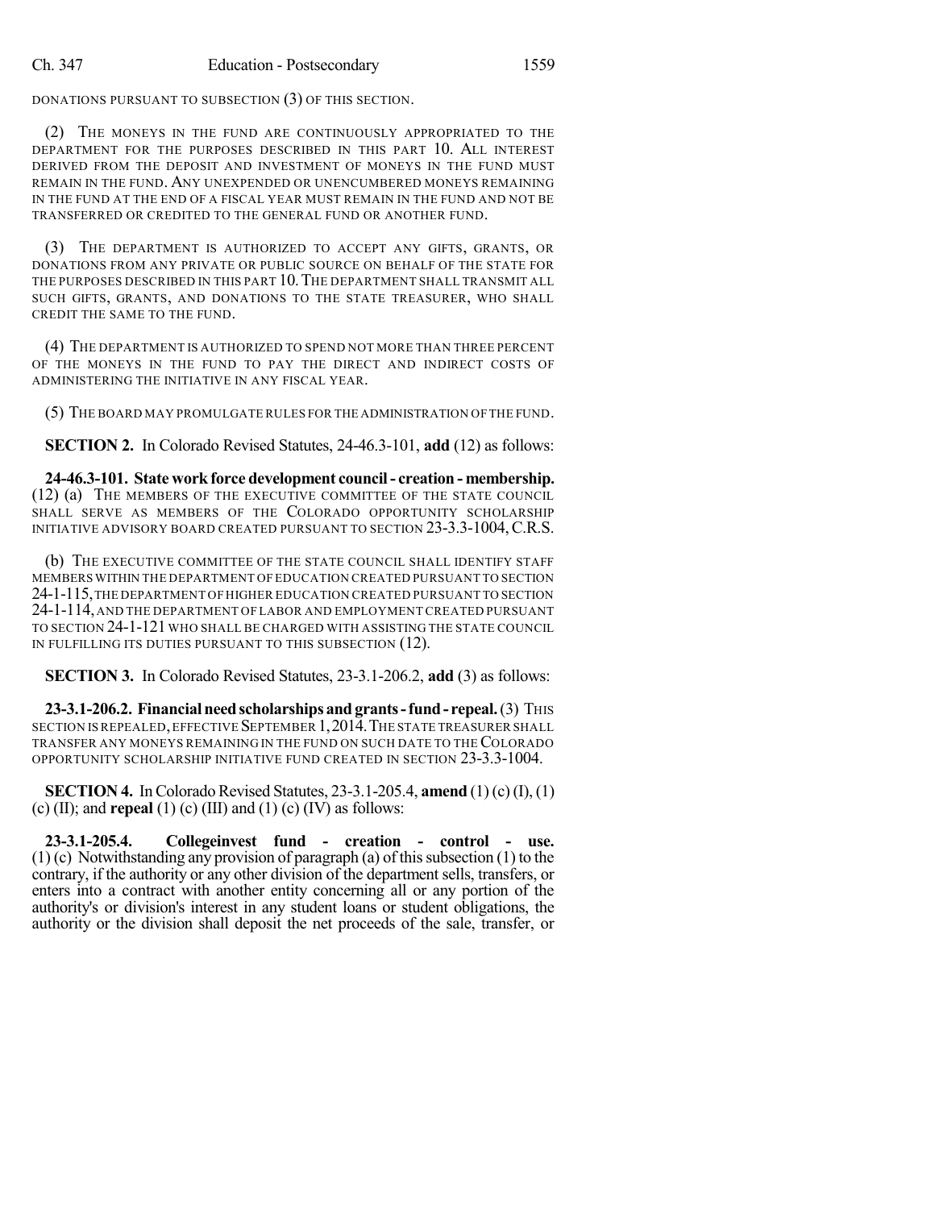DONATIONS PURSUANT TO SUBSECTION (3) OF THIS SECTION.

(2) THE MONEYS IN THE FUND ARE CONTINUOUSLY APPROPRIATED TO THE DEPARTMENT FOR THE PURPOSES DESCRIBED IN THIS PART 10. ALL INTEREST DERIVED FROM THE DEPOSIT AND INVESTMENT OF MONEYS IN THE FUND MUST REMAIN IN THE FUND. ANY UNEXPENDED OR UNENCUMBERED MONEYS REMAINING IN THE FUND AT THE END OF A FISCAL YEAR MUST REMAIN IN THE FUND AND NOT BE TRANSFERRED OR CREDITED TO THE GENERAL FUND OR ANOTHER FUND.

(3) THE DEPARTMENT IS AUTHORIZED TO ACCEPT ANY GIFTS, GRANTS, OR DONATIONS FROM ANY PRIVATE OR PUBLIC SOURCE ON BEHALF OF THE STATE FOR THE PURPOSES DESCRIBED IN THIS PART 10. THE DEPARTMENT SHALL TRANSMIT ALL SUCH GIFTS, GRANTS, AND DONATIONS TO THE STATE TREASURER, WHO SHALL CREDIT THE SAME TO THE FUND.

(4) THE DEPARTMENT IS AUTHORIZED TO SPEND NOT MORE THAN THREE PERCENT OF THE MONEYS IN THE FUND TO PAY THE DIRECT AND INDIRECT COSTS OF ADMINISTERING THE INITIATIVE IN ANY FISCAL YEAR.

(5) THE BOARD MAY PROMULGATE RULES FOR THE ADMINISTRATION OF THE FUND.

**SECTION 2.** In Colorado Revised Statutes, 24-46.3-101, **add** (12) as follows:

**24-46.3-101. State work force development council - creation - membership.** (12) (a) THE MEMBERS OF THE EXECUTIVE COMMITTEE OF THE STATE COUNCIL SHALL SERVE AS MEMBERS OF THE COLORADO OPPORTUNITY SCHOLARSHIP INITIATIVE ADVISORY BOARD CREATED PURSUANT TO SECTION 23-3.3-1004, C.R.S.

(b) THE EXECUTIVE COMMITTEE OF THE STATE COUNCIL SHALL IDENTIFY STAFF MEMBERS WITHIN THE DEPARTMENT OF EDUCATION CREATED PURSUANT TO SECTION 24-1-115, THE DEPARTMENT OF HIGHER EDUCATION CREATED PURSUANT TO SECTION 24-1-114, AND THE DEPARTMENT OF LABOR AND EMPLOYMENT CREATED PURSUANT TO SECTION 24-1-121 WHO SHALL BE CHARGED WITH ASSISTING THE STATE COUNCIL IN FULFILLING ITS DUTIES PURSUANT TO THIS SUBSECTION (12).

**SECTION 3.** In Colorado Revised Statutes, 23-3.1-206.2, **add** (3) as follows:

**23-3.1-206.2. Financial need scholarships and grants - fund - repeal.** (3) THIS SECTION IS REPEALED, EFFECTIVE SEPTEMBER 1, 2014. THE STATE TREASURER SHALL TRANSFER ANY MONEYS REMAINING IN THE FUND ON SUCH DATE TO THE COLORADO OPPORTUNITY SCHOLARSHIP INITIATIVE FUND CREATED IN SECTION 23-3.3-1004.

**SECTION 4.** In Colorado Revised Statutes, 23-3.1-205.4, **amend** (1) (c) (I), (1) (c) (II); and **repeal** (1) (c) (III) and (1) (c) (IV) as follows:

**23-3.1-205.4. Collegeinvest fund - creation - control - use.** (1) (c) Notwithstanding any provision of paragraph (a) of this subsection (1) to the contrary, if the authority or any other division of the department sells, transfers, or enters into a contract with another entity concerning all or any portion of the authority's or division's interest in any student loans or student obligations, the authority or the division shall deposit the net proceeds of the sale, transfer, or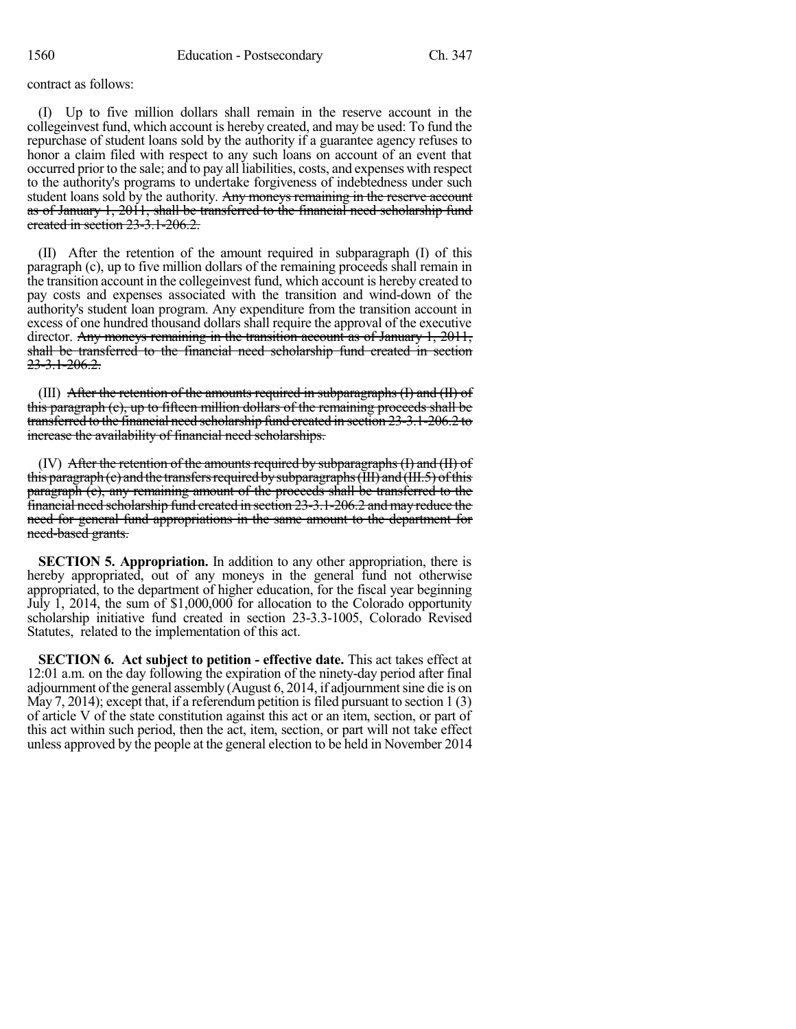contract as follows:

(I) Up to five million dollars shall remain in the reserve account in the collegeinvest fund, which account is hereby created, and may be used: To fund the repurchase of student loans sold by the authority if a guarantee agency refuses to honor a claim filed with respect to any such loans on account of an event that occurred prior to the sale; and to pay all liabilities, costs, and expenses with respect to the authority's programs to undertake forgiveness of indebtedness under such student loans sold by the authority. ~~Any moneys remaining in the reserve account as of January 1, 2011, shall be transferred to the financial need scholarship fund created in section 23-3.1-206.2.~~

(II) After the retention of the amount required in subparagraph (I) of this paragraph (c), up to five million dollars of the remaining proceeds shall remain in the transition account in the collegeinvest fund, which account is hereby created to pay costs and expenses associated with the transition and wind-down of the authority's student loan program. Any expenditure from the transition account in excess of one hundred thousand dollars shall require the approval of the executive director. ~~Any moneys remaining in the transition account as of January 1, 2011, shall be transferred to the financial need scholarship fund created in section 23-3.1-206.2.~~

(III) ~~After the retention of the amounts required in subparagraphs (I) and (II) of this paragraph (c), up to fifteen million dollars of the remaining proceeds shall be transferred to the financial need scholarship fund created in section 23-3.1-206.2 to increase the availability of financial need scholarships.~~

(IV) ~~After the retention of the amounts required by subparagraphs (I) and (II) of this paragraph (c) and the transfers required by subparagraphs (III) and (III.5) of this paragraph (c), any remaining amount of the proceeds shall be transferred to the financial need scholarship fund created in section 23-3.1-206.2 and may reduce the need for general fund appropriations in the same amount to the department for need-based grants.~~

**SECTION 5. Appropriation.** In addition to any other appropriation, there is hereby appropriated, out of any moneys in the general fund not otherwise appropriated, to the department of higher education, for the fiscal year beginning July 1, 2014, the sum of $1,000,000 for allocation to the Colorado opportunity scholarship initiative fund created in section 23-3.3-1005, Colorado Revised Statutes, related to the implementation of this act.

**SECTION 6. Act subject to petition - effective date.** This act takes effect at 12:01 a.m. on the day following the expiration of the ninety-day period after final adjournment of the general assembly (August 6, 2014, if adjournment sine die is on May 7, 2014); except that, if a referendum petition is filed pursuant to section 1 (3) of article V of the state constitution against this act or an item, section, or part of this act within such period, then the act, item, section, or part will not take effect unless approved by the people at the general election to be held in November 2014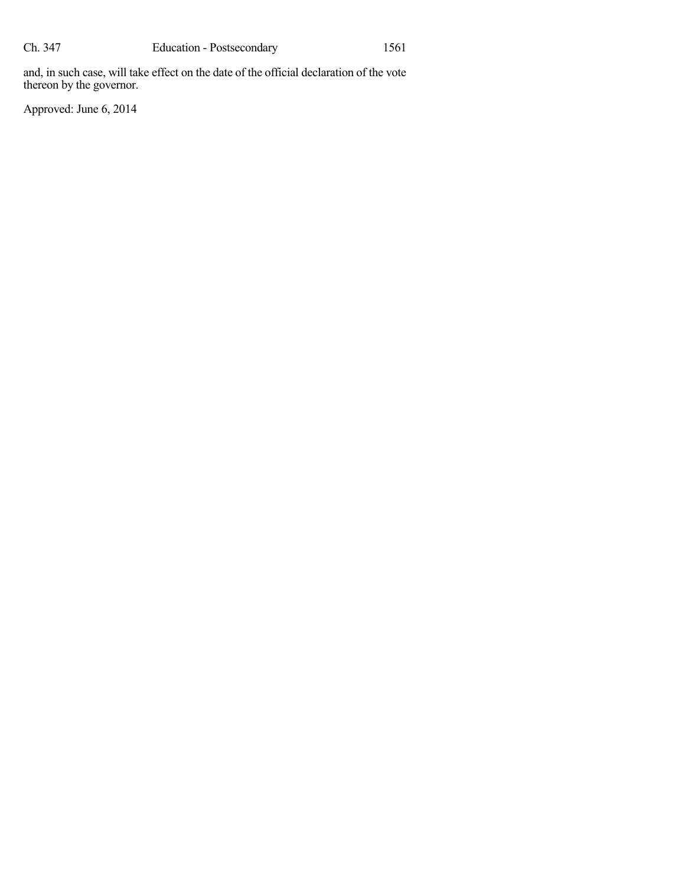and, in such case, will take effect on the date of the official declaration of the vote thereon by the governor.

Approved: June 6, 2014